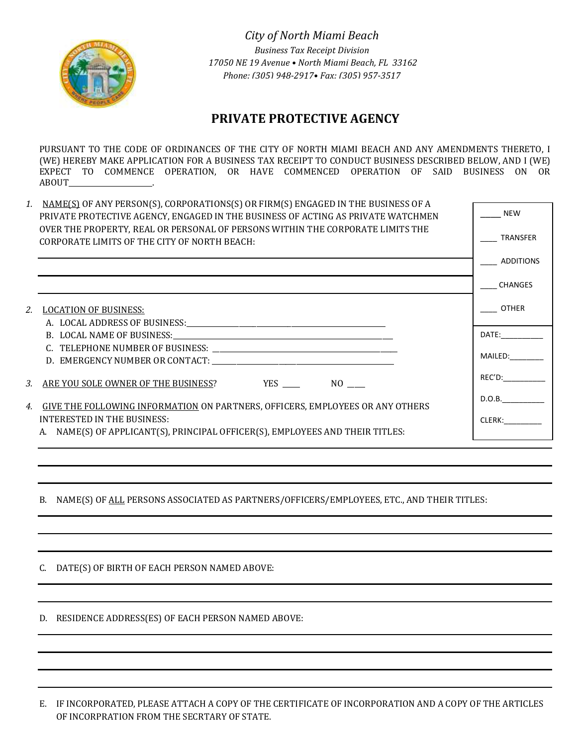*City of North Miami Beach*

*Business Tax Receipt Division*

*17050 NE 19 Avenue • North Miami Beach, FL 33162*

*Phone: (305) 948-2917• Fax: (305) 957-3517*

# PRIVATE PROTECTIVE AGENCY

PURSUANT TO THE CODE OF ORDINANCES OF THE CITY OF NORTH MIAMI BEACH AND ANY AMENDMENTS THERETO, I (WE) HEREBY MAKE APPLICATION FOR A BUSINESS TAX RECEIPT TO CONDUCT BUSINESS DESCRIBED BELOW, AND I (WE) EXPECT TO COMMENCE OPERATION, OR HAVE COMMENCED OPERATION OF SAID BUSINESS ON OR ABOUT_______________________.

_____ NEW

____ TRANSFER

____ ADDITIONS

____ CHANGES

____ OTHER

DATE:___________

MAILED:_________

REC'D:___________

D.O.B.___________

CLERK:__________

1. NAME(S) OF ANY PERSON(S), CORPORATIONS(S) OR FIRM(S) ENGAGED IN THE BUSINESS OF A PRIVATE PROTECTIVE AGENCY, ENGAGED IN THE BUSINESS OF ACTING AS PRIVATE WATCHMEN OVER THE PROPERTY, REAL OR PERSONAL OF PERSONS WITHIN THE CORPORATE LIMITS THE CORPORATE LIMITS OF THE CITY OF NORTH BEACH:

___________________________________________________________________________

___________________________________________________________________________

___________________________________________________________________________

2. LOCATION OF BUSINESS:
   A. LOCAL ADDRESS OF BUSINESS:_______________________________________________
   B. LOCAL NAME OF BUSINESS:___________________________________________________
   C. TELEPHONE NUMBER OF BUSINESS: ____________________________________________
   D. EMERGENCY NUMBER OR CONTACT: ____________________________________________

3. ARE YOU SOLE OWNER OF THE BUSINESS? YES _____ NO ____

4. GIVE THE FOLLOWING INFORMATION ON PARTNERS, OFFICERS, EMPLOYEES OR ANY OTHERS INTERESTED IN THE BUSINESS:
   A. NAME(S) OF APPLICANT(S), PRINCIPAL OFFICER(S), EMPLOYEES AND THEIR TITLES:

___________________________________________________________________________

___________________________________________________________________________

___________________________________________________________________________

   B. NAME(S) OF ALL PERSONS ASSOCIATED AS PARTNERS/OFFICERS/EMPLOYEES, ETC., AND THEIR TITLES:

___________________________________________________________________________

___________________________________________________________________________

___________________________________________________________________________

   C. DATE(S) OF BIRTH OF EACH PERSON NAMED ABOVE:

___________________________________________________________________________

___________________________________________________________________________

   D. RESIDENCE ADDRESS(ES) OF EACH PERSON NAMED ABOVE:

___________________________________________________________________________

___________________________________________________________________________

___________________________________________________________________________

___________________________________________________________________________

   E. IF INCORPORATED, PLEASE ATTACH A COPY OF THE CERTIFICATE OF INCORPORATION AND A COPY OF THE ARTICLES OF INCORPRATION FROM THE SECRTARY OF STATE.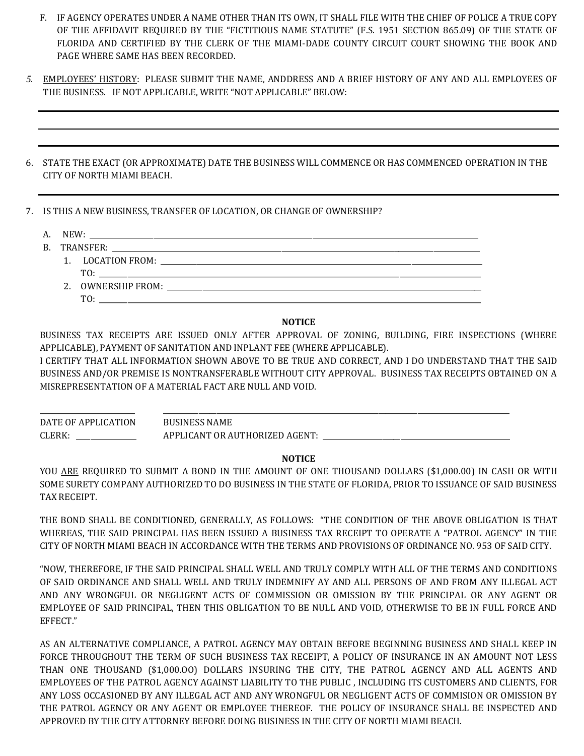F. IF AGENCY OPERATES UNDER A NAME OTHER THAN ITS OWN, IT SHALL FILE WITH THE CHIEF OF POLICE A TRUE COPY OF THE AFFIDAVIT REQUIRED BY THE "FICTITIOUS NAME STATUTE" (F.S. 1951 SECTION 865.09) OF THE STATE OF FLORIDA AND CERTIFIED BY THE CLERK OF THE MIAMI-DADE COUNTY CIRCUIT COURT SHOWING THE BOOK AND PAGE WHERE SAME HAS BEEN RECORDED.

5. EMPLOYEES' HISTORY: PLEASE SUBMIT THE NAME, ANDDRESS AND A BRIEF HISTORY OF ANY AND ALL EMPLOYEES OF THE BUSINESS. IF NOT APPLICABLE, WRITE "NOT APPLICABLE" BELOW:

\_\_\_\_\_\_\_\_\_\_\_\_\_\_\_\_\_\_\_\_\_\_\_\_\_\_\_\_\_\_\_\_\_\_\_\_\_\_\_\_\_\_\_\_\_\_\_\_\_\_\_\_

\_\_\_\_\_\_\_\_\_\_\_\_\_\_\_\_\_\_\_\_\_\_\_\_\_\_\_\_\_\_\_\_\_\_\_\_\_\_\_\_\_\_\_\_\_\_\_\_\_\_\_\_

\_\_\_\_\_\_\_\_\_\_\_\_\_\_\_\_\_\_\_\_\_\_\_\_\_\_\_\_\_\_\_\_\_\_\_\_\_\_\_\_\_\_\_\_\_\_\_\_\_\_\_\_

6. STATE THE EXACT (OR APPROXIMATE) DATE THE BUSINESS WILL COMMENCE OR HAS COMMENCED OPERATION IN THE CITY OF NORTH MIAMI BEACH.

\_\_\_\_\_\_\_\_\_\_\_\_\_\_\_\_\_\_\_\_\_\_\_\_\_\_\_\_\_\_\_\_\_\_\_\_\_\_\_\_\_\_\_\_\_\_\_\_\_\_\_\_

7. IS THIS A NEW BUSINESS, TRANSFER OF LOCATION, OR CHANGE OF OWNERSHIP?

   A. NEW: \_\_\_\_\_\_\_\_\_\_\_\_\_\_\_\_\_\_\_\_\_\_\_\_\_\_\_\_\_\_\_\_\_\_\_\_\_\_\_\_
   
   B. TRANSFER: \_\_\_\_\_\_\_\_\_\_\_\_\_\_\_\_\_\_\_\_\_\_\_\_\_\_\_\_\_\_\_\_\_\_\_\_\_\_
   
      1. LOCATION FROM: \_\_\_\_\_\_\_\_\_\_\_\_\_\_\_\_\_\_\_\_\_\_\_\_\_\_\_\_\_\_\_\_\_\_
         
         TO: \_\_\_\_\_\_\_\_\_\_\_\_\_\_\_\_\_\_\_\_\_\_\_\_\_\_\_\_\_\_\_\_\_\_\_\_\_\_\_\_
      2. OWNERSHIP FROM: \_\_\_\_\_\_\_\_\_\_\_\_\_\_\_\_\_\_\_\_\_\_\_\_\_\_\_\_\_\_\_\_\_\_
         
         TO: \_\_\_\_\_\_\_\_\_\_\_\_\_\_\_\_\_\_\_\_\_\_\_\_\_\_\_\_\_\_\_\_\_\_\_\_\_\_\_\_

**NOTICE**

BUSINESS TAX RECEIPTS ARE ISSUED ONLY AFTER APPROVAL OF ZONING, BUILDING, FIRE INSPECTIONS (WHERE APPLICABLE), PAYMENT OF SANITATION AND INPLANT FEE (WHERE APPLICABLE).
I CERTIFY THAT ALL INFORMATION SHOWN ABOVE TO BE TRUE AND CORRECT, AND I DO UNDERSTAND THAT THE SAID BUSINESS AND/OR PREMISE IS NONTRANSFERABLE WITHOUT CITY APPROVAL. BUSINESS TAX RECEIPTS OBTAINED ON A MISREPRESENTATION OF A MATERIAL FACT ARE NULL AND VOID.

\_\_\_\_\_\_\_\_\_\_\_\_\_\_\_\_ \_\_\_\_\_\_\_\_\_\_\_\_\_\_\_\_\_\_\_\_\_\_\_\_\_\_\_\_\_\_\_\_\_\_\_\_

DATE OF APPLICATION BUSINESS NAME

CLERK: \_\_\_\_\_\_\_\_\_\_ APPLICANT OR AUTHORIZED AGENT: \_\_\_\_\_\_\_\_\_\_\_\_\_\_\_\_\_\_\_\_\_\_\_\_

**NOTICE**

YOU <u>ARE</u> REQUIRED TO SUBMIT A BOND IN THE AMOUNT OF ONE THOUSAND DOLLARS ($1,000.00) IN CASH OR WITH SOME SURETY COMPANY AUTHORIZED TO DO BUSINESS IN THE STATE OF FLORIDA, PRIOR TO ISSUANCE OF SAID BUSINESS TAX RECEIPT.

THE BOND SHALL BE CONDITIONED, GENERALLY, AS FOLLOWS: "THE CONDITION OF THE ABOVE OBLIGATION IS THAT WHEREAS, THE SAID PRINCIPAL HAS BEEN ISSUED A BUSINESS TAX RECEIPT TO OPERATE A "PATROL AGENCY" IN THE CITY OF NORTH MIAMI BEACH IN ACCORDANCE WITH THE TERMS AND PROVISIONS OF ORDINANCE NO. 953 OF SAID CITY.

"NOW, THEREFORE, IF THE SAID PRINCIPAL SHALL WELL AND TRULY COMPLY WITH ALL OF THE TERMS AND CONDITIONS OF SAID ORDINANCE AND SHALL WELL AND TRULY INDEMNIFY AY AND ALL PERSONS OF AND FROM ANY ILLEGAL ACT AND ANY WRONGFUL OR NEGLIGENT ACTS OF COMMISSION OR OMISSION BY THE PRINCIPAL OR ANY AGENT OR EMPLOYEE OF SAID PRINCIPAL, THEN THIS OBLIGATION TO BE NULL AND VOID, OTHERWISE TO BE IN FULL FORCE AND EFFECT."

AS AN ALTERNATIVE COMPLIANCE, A PATROL AGENCY MAY OBTAIN BEFORE BEGINNING BUSINESS AND SHALL KEEP IN FORCE THROUGHOUT THE TERM OF SUCH BUSINESS TAX RECEIPT, A POLICY OF INSURANCE IN AN AMOUNT NOT LESS THAN ONE THOUSAND ($1,000.OO) DOLLARS INSURING THE CITY, THE PATROL AGENCY AND ALL AGENTS AND EMPLOYEES OF THE PATROL AGENCY AGAINST LIABILITY TO THE PUBLIC , INCLUDING ITS CUSTOMERS AND CLIENTS, FOR ANY LOSS OCCASIONED BY ANY ILLEGAL ACT AND ANY WRONGFUL OR NEGLIGENT ACTS OF COMMISION OR OMISSION BY THE PATROL AGENCY OR ANY AGENT OR EMPLOYEE THEREOF. THE POLICY OF INSURANCE SHALL BE INSPECTED AND APPROVED BY THE CITY ATTORNEY BEFORE DOING BUSINESS IN THE CITY OF NORTH MIAMI BEACH.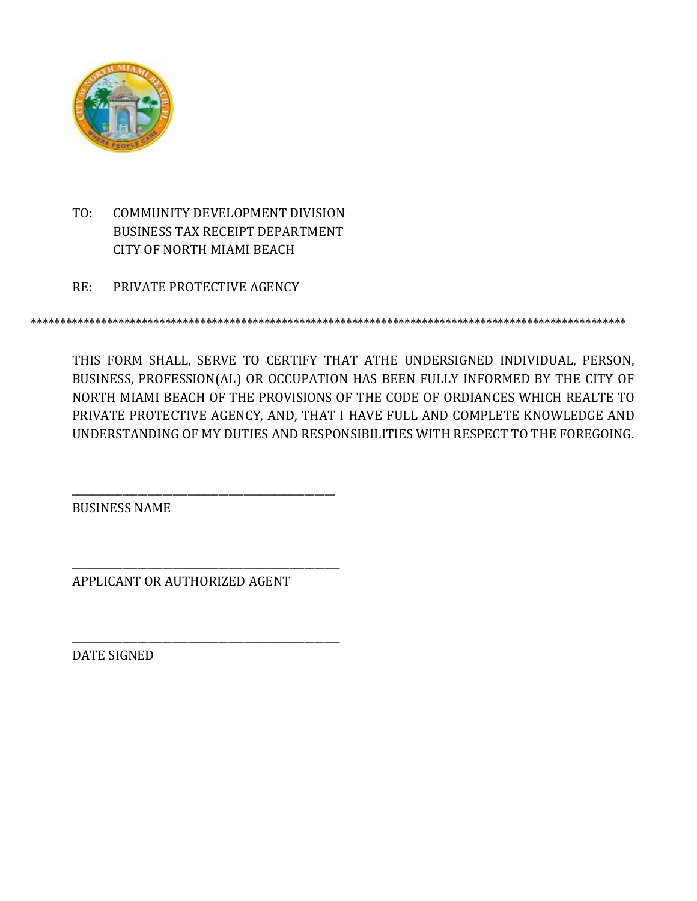TO: COMMUNITY DEVELOPMENT DIVISION
BUSINESS TAX RECEIPT DEPARTMENT
CITY OF NORTH MIAMI BEACH

RE: PRIVATE PROTECTIVE AGENCY

****************************************************************************************************

THIS FORM SHALL, SERVE TO CERTIFY THAT ATHE UNDERSIGNED INDIVIDUAL, PERSON, BUSINESS, PROFESSION(AL) OR OCCUPATION HAS BEEN FULLY INFORMED BY THE CITY OF NORTH MIAMI BEACH OF THE PROVISIONS OF THE CODE OF ORDIANCES WHICH REALTE TO PRIVATE PROTECTIVE AGENCY, AND, THAT I HAVE FULL AND COMPLETE KNOWLEDGE AND UNDERSTANDING OF MY DUTIES AND RESPONSIBILITIES WITH RESPECT TO THE FOREGOING.

_______________________________________________
BUSINESS NAME

_______________________________________________
APPLICANT OR AUTHORIZED AGENT

_______________________________________________
DATE SIGNED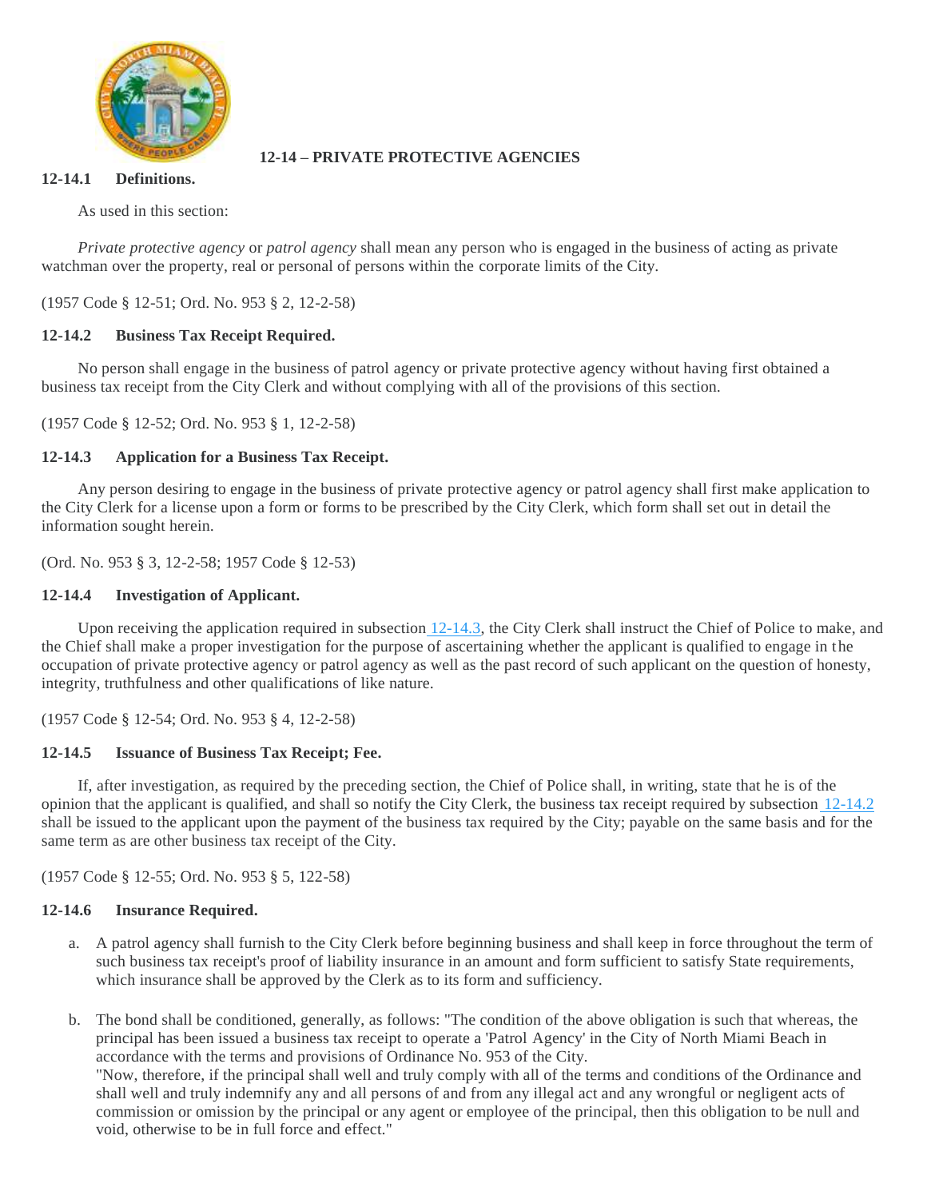## 12-14 – PRIVATE PROTECTIVE AGENCIES

### 12-14.1 Definitions.

As used in this section:

*Private protective agency* or *patrol agency* shall mean any person who is engaged in the business of acting as private watchman over the property, real or personal of persons within the corporate limits of the City.

(1957 Code § 12-51; Ord. No. 953 § 2, 12-2-58)

### 12-14.2 Business Tax Receipt Required.

No person shall engage in the business of patrol agency or private protective agency without having first obtained a business tax receipt from the City Clerk and without complying with all of the provisions of this section.

(1957 Code § 12-52; Ord. No. 953 § 1, 12-2-58)

### 12-14.3 Application for a Business Tax Receipt.

Any person desiring to engage in the business of private protective agency or patrol agency shall first make application to the City Clerk for a license upon a form or forms to be prescribed by the City Clerk, which form shall set out in detail the information sought herein.

(Ord. No. 953 § 3, 12-2-58; 1957 Code § 12-53)

### 12-14.4 Investigation of Applicant.

Upon receiving the application required in subsection 12-14.3, the City Clerk shall instruct the Chief of Police to make, and the Chief shall make a proper investigation for the purpose of ascertaining whether the applicant is qualified to engage in the occupation of private protective agency or patrol agency as well as the past record of such applicant on the question of honesty, integrity, truthfulness and other qualifications of like nature.

(1957 Code § 12-54; Ord. No. 953 § 4, 12-2-58)

### 12-14.5 Issuance of Business Tax Receipt; Fee.

If, after investigation, as required by the preceding section, the Chief of Police shall, in writing, state that he is of the opinion that the applicant is qualified, and shall so notify the City Clerk, the business tax receipt required by subsection 12-14.2 shall be issued to the applicant upon the payment of the business tax required by the City; payable on the same basis and for the same term as are other business tax receipt of the City.

(1957 Code § 12-55; Ord. No. 953 § 5, 122-58)

### 12-14.6 Insurance Required.

a. A patrol agency shall furnish to the City Clerk before beginning business and shall keep in force throughout the term of such business tax receipt's proof of liability insurance in an amount and form sufficient to satisfy State requirements, which insurance shall be approved by the Clerk as to its form and sufficiency.

b. The bond shall be conditioned, generally, as follows: "The condition of the above obligation is such that whereas, the principal has been issued a business tax receipt to operate a 'Patrol Agency' in the City of North Miami Beach in accordance with the terms and provisions of Ordinance No. 953 of the City.
"Now, therefore, if the principal shall well and truly comply with all of the terms and conditions of the Ordinance and shall well and truly indemnify any and all persons of and from any illegal act and any wrongful or negligent acts of commission or omission by the principal or any agent or employee of the principal, then this obligation to be null and void, otherwise to be in full force and effect."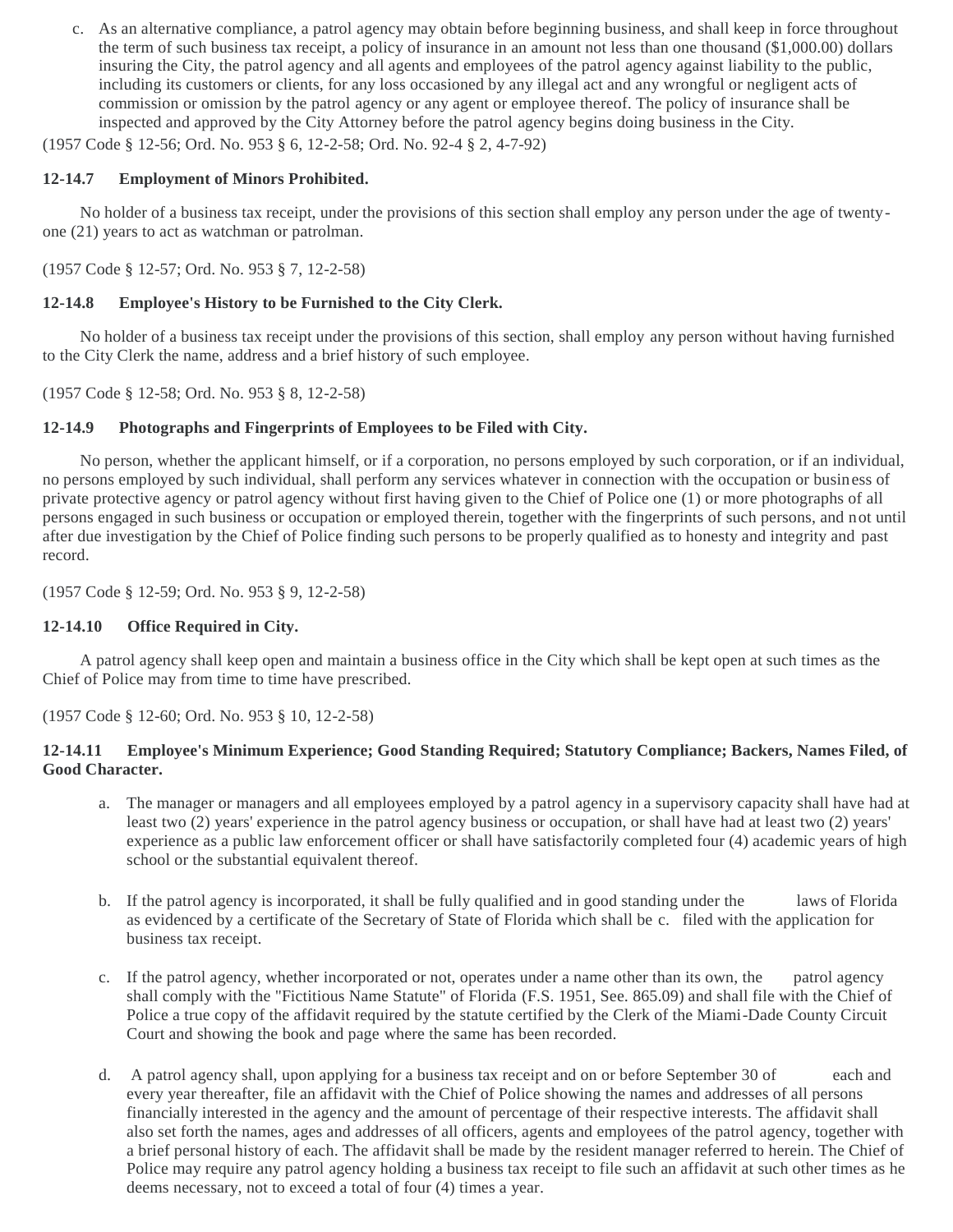c. As an alternative compliance, a patrol agency may obtain before beginning business, and shall keep in force throughout the term of such business tax receipt, a policy of insurance in an amount not less than one thousand ($1,000.00) dollars insuring the City, the patrol agency and all agents and employees of the patrol agency against liability to the public, including its customers or clients, for any loss occasioned by any illegal act and any wrongful or negligent acts of commission or omission by the patrol agency or any agent or employee thereof. The policy of insurance shall be inspected and approved by the City Attorney before the patrol agency begins doing business in the City.

(1957 Code § 12-56; Ord. No. 953 § 6, 12-2-58; Ord. No. 92-4 § 2, 4-7-92)

**12-14.7 Employment of Minors Prohibited.**

No holder of a business tax receipt, under the provisions of this section shall employ any person under the age of twenty-one (21) years to act as watchman or patrolman.

(1957 Code § 12-57; Ord. No. 953 § 7, 12-2-58)

**12-14.8 Employee's History to be Furnished to the City Clerk.**

No holder of a business tax receipt under the provisions of this section, shall employ any person without having furnished to the City Clerk the name, address and a brief history of such employee.

(1957 Code § 12-58; Ord. No. 953 § 8, 12-2-58)

**12-14.9 Photographs and Fingerprints of Employees to be Filed with City.**

No person, whether the applicant himself, or if a corporation, no persons employed by such corporation, or if an individual, no persons employed by such individual, shall perform any services whatever in connection with the occupation or business of private protective agency or patrol agency without first having given to the Chief of Police one (1) or more photographs of all persons engaged in such business or occupation or employed therein, together with the fingerprints of such persons, and not until after due investigation by the Chief of Police finding such persons to be properly qualified as to honesty and integrity and past record.

(1957 Code § 12-59; Ord. No. 953 § 9, 12-2-58)

**12-14.10 Office Required in City.**

A patrol agency shall keep open and maintain a business office in the City which shall be kept open at such times as the Chief of Police may from time to time have prescribed.

(1957 Code § 12-60; Ord. No. 953 § 10, 12-2-58)

**12-14.11 Employee's Minimum Experience; Good Standing Required; Statutory Compliance; Backers, Names Filed, of Good Character.**

a. The manager or managers and all employees employed by a patrol agency in a supervisory capacity shall have had at least two (2) years' experience in the patrol agency business or occupation, or shall have had at least two (2) years' experience as a public law enforcement officer or shall have satisfactorily completed four (4) academic years of high school or the substantial equivalent thereof.

b. If the patrol agency is incorporated, it shall be fully qualified and in good standing under the laws of Florida as evidenced by a certificate of the Secretary of State of Florida which shall be c. filed with the application for business tax receipt.

c. If the patrol agency, whether incorporated or not, operates under a name other than its own, the patrol agency shall comply with the "Fictitious Name Statute" of Florida (F.S. 1951, See. 865.09) and shall file with the Chief of Police a true copy of the affidavit required by the statute certified by the Clerk of the Miami-Dade County Circuit Court and showing the book and page where the same has been recorded.

d. A patrol agency shall, upon applying for a business tax receipt and on or before September 30 of each and every year thereafter, file an affidavit with the Chief of Police showing the names and addresses of all persons financially interested in the agency and the amount of percentage of their respective interests. The affidavit shall also set forth the names, ages and addresses of all officers, agents and employees of the patrol agency, together with a brief personal history of each. The affidavit shall be made by the resident manager referred to herein. The Chief of Police may require any patrol agency holding a business tax receipt to file such an affidavit at such other times as he deems necessary, not to exceed a total of four (4) times a year.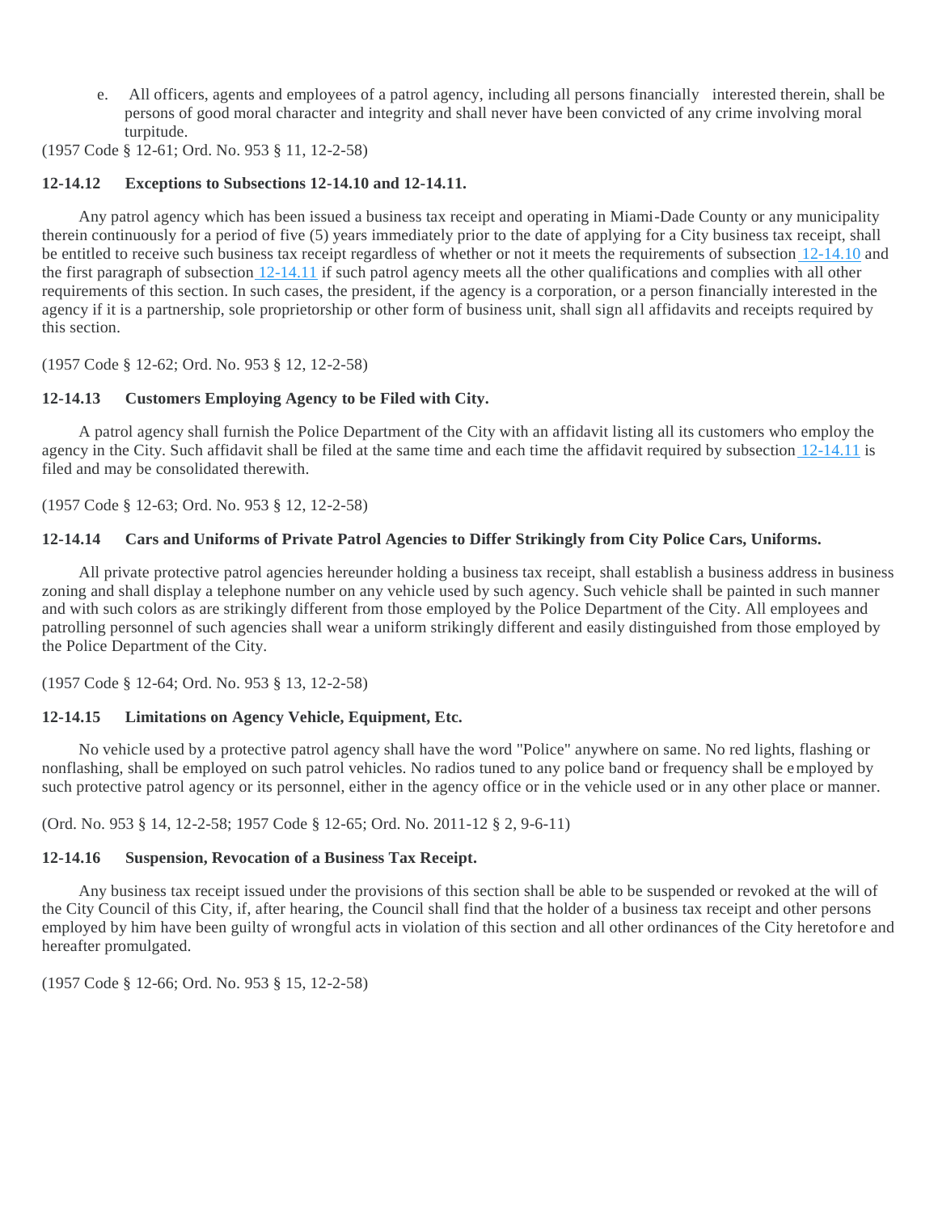e. All officers, agents and employees of a patrol agency, including all persons financially interested therein, shall be persons of good moral character and integrity and shall never have been convicted of any crime involving moral turpitude.

(1957 Code § 12-61; Ord. No. 953 § 11, 12-2-58)

**12-14.12 Exceptions to Subsections 12-14.10 and 12-14.11.**

Any patrol agency which has been issued a business tax receipt and operating in Miami-Dade County or any municipality therein continuously for a period of five (5) years immediately prior to the date of applying for a City business tax receipt, shall be entitled to receive such business tax receipt regardless of whether or not it meets the requirements of subsection 12-14.10 and the first paragraph of subsection 12-14.11 if such patrol agency meets all the other qualifications and complies with all other requirements of this section. In such cases, the president, if the agency is a corporation, or a person financially interested in the agency if it is a partnership, sole proprietorship or other form of business unit, shall sign all affidavits and receipts required by this section.

(1957 Code § 12-62; Ord. No. 953 § 12, 12-2-58)

**12-14.13 Customers Employing Agency to be Filed with City.**

A patrol agency shall furnish the Police Department of the City with an affidavit listing all its customers who employ the agency in the City. Such affidavit shall be filed at the same time and each time the affidavit required by subsection 12-14.11 is filed and may be consolidated therewith.

(1957 Code § 12-63; Ord. No. 953 § 12, 12-2-58)

**12-14.14 Cars and Uniforms of Private Patrol Agencies to Differ Strikingly from City Police Cars, Uniforms.**

All private protective patrol agencies hereunder holding a business tax receipt, shall establish a business address in business zoning and shall display a telephone number on any vehicle used by such agency. Such vehicle shall be painted in such manner and with such colors as are strikingly different from those employed by the Police Department of the City. All employees and patrolling personnel of such agencies shall wear a uniform strikingly different and easily distinguished from those employed by the Police Department of the City.

(1957 Code § 12-64; Ord. No. 953 § 13, 12-2-58)

**12-14.15 Limitations on Agency Vehicle, Equipment, Etc.**

No vehicle used by a protective patrol agency shall have the word "Police" anywhere on same. No red lights, flashing or nonflashing, shall be employed on such patrol vehicles. No radios tuned to any police band or frequency shall be employed by such protective patrol agency or its personnel, either in the agency office or in the vehicle used or in any other place or manner.

(Ord. No. 953 § 14, 12-2-58; 1957 Code § 12-65; Ord. No. 2011-12 § 2, 9-6-11)

**12-14.16 Suspension, Revocation of a Business Tax Receipt.**

Any business tax receipt issued under the provisions of this section shall be able to be suspended or revoked at the will of the City Council of this City, if, after hearing, the Council shall find that the holder of a business tax receipt and other persons employed by him have been guilty of wrongful acts in violation of this section and all other ordinances of the City heretofore and hereafter promulgated.

(1957 Code § 12-66; Ord. No. 953 § 15, 12-2-58)